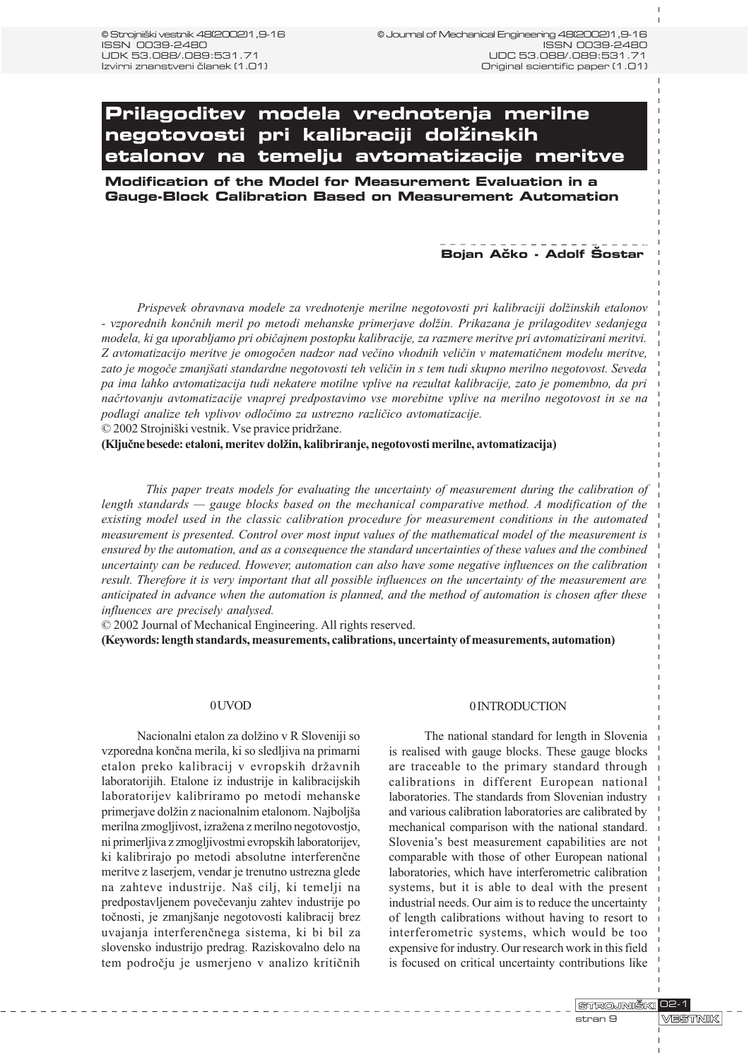© Strojniški vestnik 48(2002)1,9-16
ISSN 0039-2480
UDK 53.088/.089:531.71
Izvirni znanstveni članek (1.01)

© Journal of Mechanical Engineering 48(2002)1,9-16
ISSN 0039-2480
UDC 53.088/.089:531.71
Original scientific paper (1.01)

# Prilagoditev modela vrednotenja merilne negotovosti pri kalibraciji dolžinskih etalonov na temelju avtomatizacije meritve

## Modification of the Model for Measurement Evaluation in a Gauge-Block Calibration Based on Measurement Automation

**Bojan Ačko - Adolf Šostar**

*Prispevek obravnava modele za vrednotenje merilne negotovosti pri kalibraciji dolžinskih etalonov - vzporednih končnih meril po metodi mehanske primerjave dolžin. Prikazana je prilagoditev sedanjega modela, ki ga uporabljamo pri običajnem postopku kalibracije, za razmere meritve pri avtomatizirani meritvi. Z avtomatizacijo meritve je omogočen nadzor nad večino vhodnih veličin v matematičnem modelu meritve, zato je mogoče zmanjšati standardne negotovosti teh veličin in s tem tudi skupno merilno negotovost. Seveda pa ima lahko avtomatizacija tudi nekatere motilne vplive na rezultat kalibracije, zato je pomembno, da pri načrtovanju avtomatizacije vnaprej predpostavimo vse morebitne vplive na merilno negotovost in se na podlagi analize teh vplivov odločimo za ustrezno različico avtomatizacije.*

© 2002 Strojniški vestnik. Vse pravice pridržane.

**(Ključne besede: etaloni, meritev dolžin, kalibriranje, negotovosti merilne, avtomatizacija)**

*This paper treats models for evaluating the uncertainty of measurement during the calibration of length standards — gauge blocks based on the mechanical comparative method. A modification of the existing model used in the classic calibration procedure for measurement conditions in the automated measurement is presented. Control over most input values of the mathematical model of the measurement is ensured by the automation, and as a consequence the standard uncertainties of these values and the combined uncertainty can be reduced. However, automation can also have some negative influences on the calibration result. Therefore it is very important that all possible influences on the uncertainty of the measurement are anticipated in advance when the automation is planned, and the method of automation is chosen after these influences are precisely analysed.*

© 2002 Journal of Mechanical Engineering. All rights reserved.

**(Keywords: length standards, measurements, calibrations, uncertainty of measurements, automation)**

## 0 UVOD

Nacionalni etalon za dolžino v R Sloveniji so vzporedna končna merila, ki so sledljiva na primarni etalon preko kalibracij v evropskih državnih laboratorijih. Etalone iz industrije in kalibracijskih laboratorijev kalibriramo po metodi mehanske primerjave dolžin z nacionalnim etalonom. Najboljša merilna zmogljivost, izražena z merilno negotovostjo, ni primerljiva z zmogljivostmi evropskih laboratorijev, ki kalibrirajo po metodi absolutne interferenčne meritve z laserjem, vendar je trenutno ustrezna glede na zahteve industrije. Naš cilj, ki temelji na predpostavljenem povečevanju zahtev industrije po točnosti, je zmanjšanje negotovosti kalibracij brez uvajanja interferenčnega sistema, ki bi bil za slovensko industrijo predrag. Raziskovalno delo na tem področju je usmerjeno v analizo kritičnih

## 0 INTRODUCTION

The national standard for length in Slovenia is realised with gauge blocks. These gauge blocks are traceable to the primary standard through calibrations in different European national laboratories. The standards from Slovenian industry and various calibration laboratories are calibrated by mechanical comparison with the national standard. Slovenia's best measurement capabilities are not comparable with those of other European national laboratories, which have interferometric calibration systems, but it is able to deal with the present industrial needs. Our aim is to reduce the uncertainty of length calibrations without having to resort to interferometric systems, which would be too expensive for industry. Our research work in this field is focused on critical uncertainty contributions like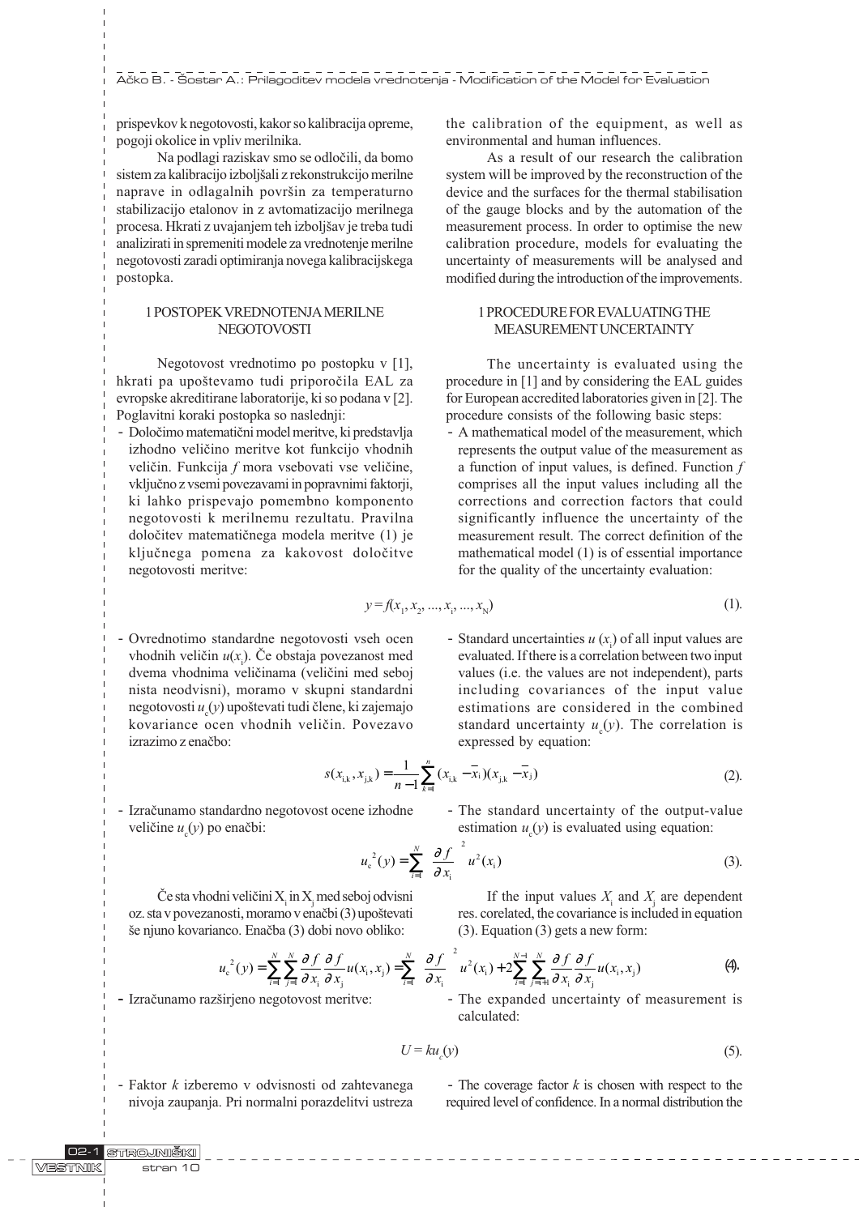prispevkov k negotovosti, kakor so kalibracija opreme, pogoji okolice in vpliv merilnika.

Na podlagi raziskav smo se odločili, da bomo sistem za kalibracijo izboljšali z rekonstrukcijo merilne naprave in odlagalnih površin za temperaturno stabilizacijo etalonov in z avtomatizacijo merilnega procesa. Hkrati z uvajanjem teh izboljšav je treba tudi analizirati in spremeniti modele za vrednotenje merilne negotovosti zaradi optimiranja novega kalibracijskega postopka.

the calibration of the equipment, as well as environmental and human influences.

As a result of our research the calibration system will be improved by the reconstruction of the device and the surfaces for the thermal stabilisation of the gauge blocks and by the automation of the measurement process. In order to optimise the new calibration procedure, models for evaluating the uncertainty of measurements will be analysed and modified during the introduction of the improvements.

## 1 POSTOPEK VREDNOTENJA MERILNE NEGOTOVOSTI

## 1 PROCEDURE FOR EVALUATING THE MEASUREMENT UNCERTAINTY

Negotovost vrednotimo po postopku v [1], hkrati pa upoštevamo tudi priporočila EAL za evropske akreditirane laboratorije, ki so podana v [2]. Poglavitni koraki postopka so naslednji:

- Določimo matematični model meritve, ki predstavlja izhodno veličino meritve kot funkcijo vhodnih veličin. Funkcija $f$ mora vsebovati vse veličine, vključno z vsemi povezavami in popravnimi faktorji, ki lahko prispevajo pomembno komponento negotovosti k merilnemu rezultatu. Pravilna določitev matematičnega modela meritve (1) je ključnega pomena za kakovost določitve negotovosti meritve:

The uncertainty is evaluated using the procedure in [1] and by considering the EAL guides for European accredited laboratories given in [2]. The procedure consists of the following basic steps:

- A mathematical model of the measurement, which represents the output value of the measurement as a function of input values, is defined. Function $f$ comprises all the input values including all the corrections and correction factors that could significantly influence the uncertainty of the measurement result. The correct definition of the mathematical model (1) is of essential importance for the quality of the uncertainty evaluation:

$$y = f(x_1, x_2, ..., x_i, ..., x_N) \tag{1}$$

- Ovrednotimo standardne negotovosti vseh ocen vhodnih veličin $u(x_i)$. Če obstaja povezanost med dvema vhodnima veličinama (veličini med seboj nista neodvisni), moramo v skupni standardni negotovosti $u_c(y)$ upoštevati tudi člene, ki zajemajo kovariance ocen vhodnih veličin. Povezavo izrazimo z enačbo:

- Standard uncertainties $u(x_i)$ of all input values are evaluated. If there is a correlation between two input values (i.e. the values are not independent), parts including covariances of the input value estimations are considered in the combined standard uncertainty $u_c(y)$. The correlation is expressed by equation:

$$s(x_{i,k}, x_{j,k}) = \frac{1}{n-1}\sum_{k=1}^{n}(x_{i,k} - \bar{x}_i)(x_{j,k} - \bar{x}_j) \tag{2}$$

- Izračunamo standardno negotovost ocene izhodne veličine $u_c(y)$ po enačbi:

- The standard uncertainty of the output-value estimation $u_c(y)$ is evaluated using equation:

$$u_c^2(y) = \sum_{i=1}^{N}\left(\frac{\partial f}{\partial x_i}\right)^2 u^2(x_i) \tag{3}$$

Če sta vhodni veličini $X_i$ in $X_j$ med seboj odvisni oz. sta v povezanosti, moramo v enačbi (3) upoštevati še njuno kovarianco. Enačba (3) dobi novo obliko:

If the input values $X_i$ and $X_j$ are dependent res. corelated, the covariance is included in equation (3). Equation (3) gets a new form:

$$u_c^2(y) = \sum_{i=1}^{N}\sum_{j=1}^{N}\frac{\partial f}{\partial x_i}\frac{\partial f}{\partial x_j}u(x_i, x_j) = \sum_{i=1}^{N}\left(\frac{\partial f}{\partial x_i}\right)^2 u^2(x_i) + 2\sum_{i=1}^{N-1}\sum_{j=i+1}^{N}\frac{\partial f}{\partial x_i}\frac{\partial f}{\partial x_j}u(x_i, x_j) \tag{4}$$

- Izračunamo razširjeno negotovost meritve:

- The expanded uncertainty of measurement is calculated:

$$U = k u_c(y) \tag{5}$$

- Faktor $k$ izberemo v odvisnosti od zahtevanega nivoja zaupanja. Pri normalni porazdelitvi ustreza

- The coverage factor $k$ is chosen with respect to the required level of confidence. In a normal distribution the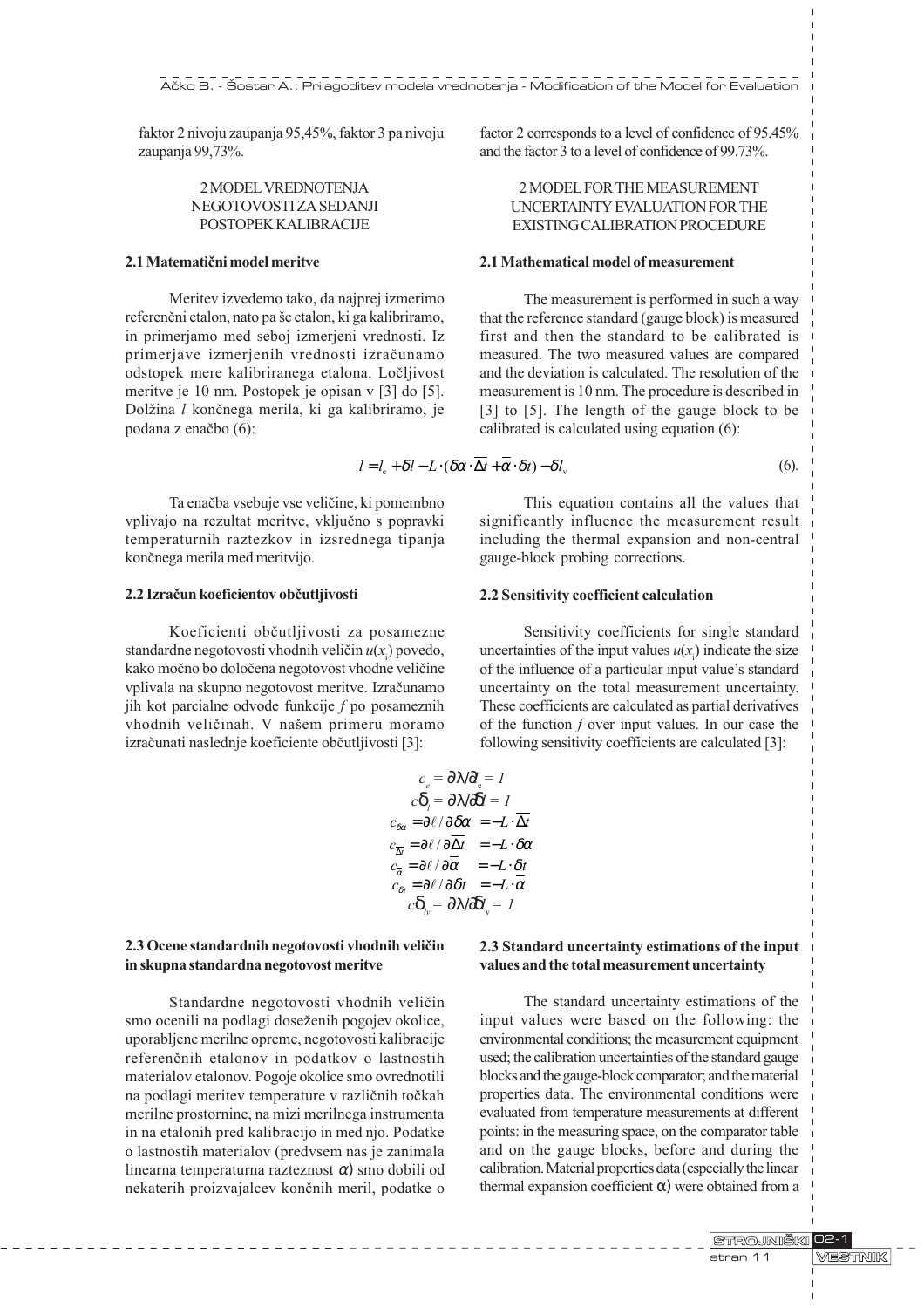faktor 2 nivoju zaupanja 95,45%, faktor 3 pa nivoju zaupanja 99,73%.

factor 2 corresponds to a level of confidence of 95.45% and the factor 3 to a level of confidence of 99.73%.

## 2 MODEL VREDNOTENJA NEGOTOVOSTI ZA SEDANJI POSTOPEK KALIBRACIJE

## 2 MODEL FOR THE MEASUREMENT UNCERTAINTY EVALUATION FOR THE EXISTING CALIBRATION PROCEDURE

### 2.1 Matematični model meritve

Meritev izvedemo tako, da najprej izmerimo referenčni etalon, nato pa še etalon, ki ga kalibriramo, in primerjamo med seboj izmerjeni vrednosti. Iz primerjave izmerjenih vrednosti izračunamo odstopek mere kalibriranega etalona. Ločljivost meritve je 10 nm. Postopek je opisan v [3] do [5]. Dolžina $l$ končnega merila, ki ga kalibriramo, je podana z enačbo (6):

### 2.1 Mathematical model of measurement

The measurement is performed in such a way that the reference standard (gauge block) is measured first and then the standard to be calibrated is measured. The two measured values are compared and the deviation is calculated. The resolution of the measurement is 10 nm. The procedure is described in [3] to [5]. The length of the gauge block to be calibrated is calculated using equation (6):

$$l = l_e + \delta l - L \cdot (\delta\alpha \cdot \overline{\Delta t} + \overline{\alpha} \cdot \delta t) - \delta l_v \qquad (6).$$

Ta enačba vsebuje vse veličine, ki pomembno vplivajo na rezultat meritve, vključno s popravki temperaturnih raztezkov in izsrednega tipanja končnega merila med meritvijo.

This equation contains all the values that significantly influence the measurement result including the thermal expansion and non-central gauge-block probing corrections.

### 2.2 Izračun koeficientov občutljivosti

Koeficienti občutljivosti za posamezne standardne negotovosti vhodnih veličin $u(x_i)$ povedo, kako močno bo določena negotovost vhodne veličine vplivala na skupno negotovost meritve. Izračunamo jih kot parcialne odvode funkcije $f$ po posameznih vhodnih veličinah. V našem primeru moramo izračunati naslednje koeficiente občutljivosti [3]:

### 2.2 Sensitivity coefficient calculation

Sensitivity coefficients for single standard uncertainties of the input values $u(x_i)$ indicate the size of the influence of a particular input value's standard uncertainty on the total measurement uncertainty. These coefficients are calculated as partial derivatives of the function $f$ over input values. In our case the following sensitivity coefficients are calculated [3]:

$$
\begin{aligned}
c_e &= \partial l / \partial l_e = 1 \\
c_{\delta l} &= \partial l / \partial \delta l = 1 \\
c_{\delta\alpha} &= \partial l / \partial \delta\alpha = -L \cdot \overline{\Delta t} \\
c_{\overline{\Delta t}} &= \partial l / \partial \overline{\Delta t} = -L \cdot \delta\alpha \\
c_{\overline{\alpha}} &= \partial l / \partial \overline{\alpha} = -L \cdot \delta t \\
c_{\delta t} &= \partial l / \partial \delta t = -L \cdot \overline{\alpha} \\
c_{\delta l_v} &= \partial l / \partial \delta l_v = 1
\end{aligned}
$$

### 2.3 Ocene standardnih negotovosti vhodnih veličin in skupna standardna negotovost meritve

Standardne negotovosti vhodnih veličin smo ocenili na podlagi doseženih pogojev okolice, uporabljene merilne opreme, negotovosti kalibracije referenčnih etalonov in podatkov o lastnostih materialov etalonov. Pogoje okolice smo ovrednotili na podlagi meritev temperature v različnih točkah merilne prostornine, na mizi merilnega instrumenta in na etalonih pred kalibracijo in med njo. Podatke o lastnostih materialov (predvsem nas je zanimala linearna temperaturna razteznost $\alpha$) smo dobili od nekaterih proizvajalcev končnih meril, podatke o

### 2.3 Standard uncertainty estimations of the input values and the total measurement uncertainty

The standard uncertainty estimations of the input values were based on the following: the environmental conditions; the measurement equipment used; the calibration uncertainties of the standard gauge blocks and the gauge-block comparator; and the material properties data. The environmental conditions were evaluated from temperature measurements at different points: in the measuring space, on the comparator table and on the gauge blocks, before and during the calibration. Material properties data (especially the linear thermal expansion coefficient $\alpha$) were obtained from a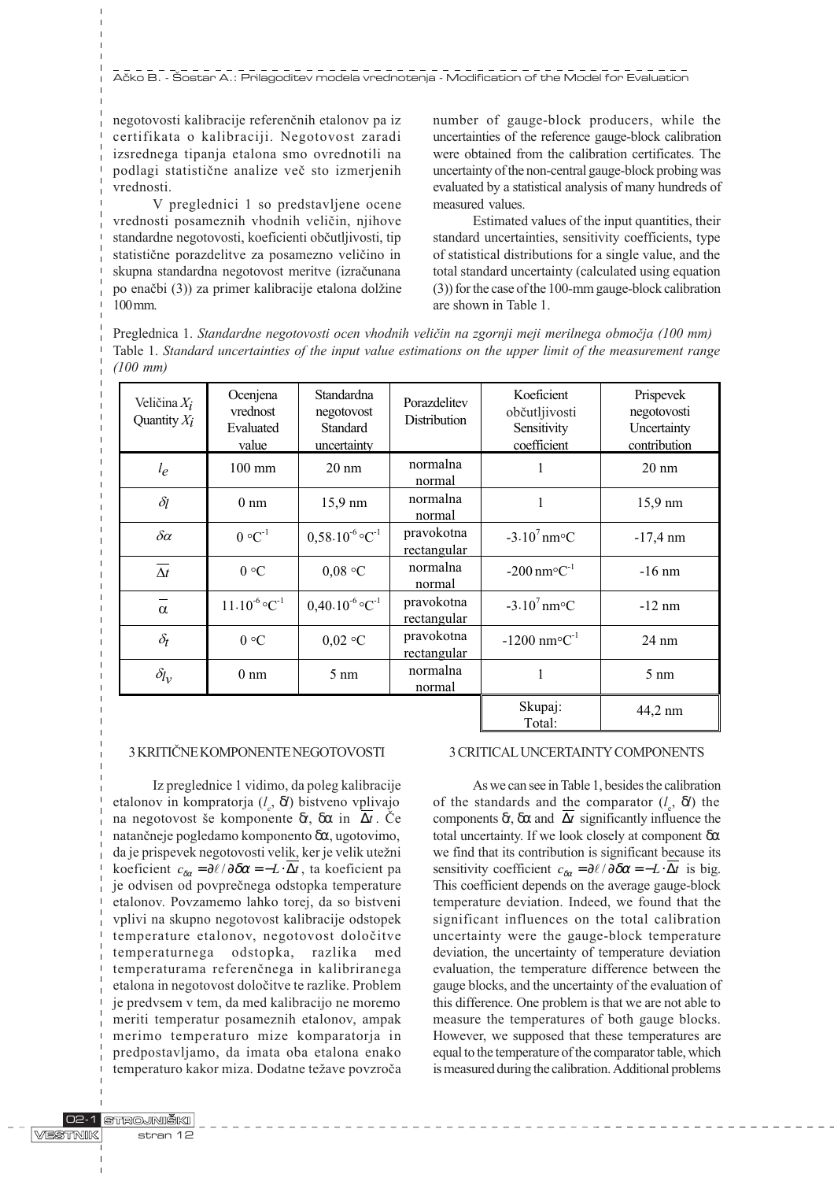negotovosti kalibracije referenčnih etalonov pa iz certifikata o kalibraciji. Negotovost zaradi izsrednega tipanja etalona smo ovrednotili na podlagi statistične analize več sto izmerjenih vrednosti.

V preglednici 1 so predstavljene ocene vrednosti posameznih vhodnih veličin, njihove standardne negotovosti, koeficienti občutljivosti, tip statistične porazdelitve za posamezno veličino in skupna standardna negotovost meritve (izračunana po enačbi (3)) za primer kalibracije etalona dolžine 100 mm.

number of gauge-block producers, while the uncertainties of the reference gauge-block calibration were obtained from the calibration certificates. The uncertainty of the non-central gauge-block probing was evaluated by a statistical analysis of many hundreds of measured values.

Estimated values of the input quantities, their standard uncertainties, sensitivity coefficients, type of statistical distributions for a single value, and the total standard uncertainty (calculated using equation (3)) for the case of the 100-mm gauge-block calibration are shown in Table 1.

Preglednica 1. *Standardne negotovosti ocen vhodnih veličin na zgornji meji merilnega območja (100 mm)*
Table 1. *Standard uncertainties of the input value estimations on the upper limit of the measurement range (100 mm)*

| Veličina $X_i$ Quantity $X_i$ | Ocenjena vrednost Evaluated value | Standardna negotovost Standard uncertainty | Porazdelitev Distribution | Koeficient občutljivosti Sensitivity coefficient | Prispevek negotovosti Uncertainty contribution |
|---|---|---|---|---|---|
| $l_e$ | 100 mm | 20 nm | normalna normal | 1 | 20 nm |
| $\delta l$ | 0 nm | 15,9 nm | normalna normal | 1 | 15,9 nm |
| $\delta\alpha$ | 0 °C$^{-1}$ | $0{,}58\cdot10^{-6}$ °C$^{-1}$ | pravokotna rectangular | $-3\cdot10^{7}$ nm°C | -17,4 nm |
| $\overline{\Delta t}$ | 0 °C | 0,08 °C | normalna normal | -200 nm°C$^{-1}$ | -16 nm |
| $\overline{\alpha}$ | $11\cdot10^{-6}$ °C$^{-1}$ | $0{,}40\cdot10^{-6}$ °C$^{-1}$ | pravokotna rectangular | $-3\cdot10^{7}$ nm°C | -12 nm |
| $\delta_t$ | 0 °C | 0,02 °C | pravokotna rectangular | -1200 nm°C$^{-1}$ | 24 nm |
| $\delta_{l_v}$ | 0 nm | 5 nm | normalna normal | 1 | 5 nm |
| | | | | Skupaj: Total: | 44,2 nm |

## 3 KRITIČNE KOMPONENTE NEGOTOVOSTI

Iz preglednice 1 vidimo, da poleg kalibracije etalonov in komparatorja ($l_e$, $\delta l$) bistveno vplivajo na negotovost še komponente $\delta t$, $\delta\alpha$ in $\overline{\Delta t}$. Če natančneje pogledamo komponento $\delta\alpha$, ugotovimo, da je prispevek negotovosti velik, ker je velik utežni koeficient $c_{\delta\alpha} = \partial\ell / \partial\delta\alpha = -L\cdot\overline{\Delta t}$, ta koeficient pa je odvisen od povprečnega odstopka temperature etalonov. Povzamemo lahko torej, da so bistveni vplivi na skupno negotovost kalibracije odstopek temperature etalonov, negotovost določitve temperaturnega odstopka, razlika med temperaturama referenčnega in kalibriranega etalona in negotovost določitve te razlike. Problem je predvsem v tem, da med kalibracijo ne moremo meriti temperatur posameznih etalonov, ampak merimo temperaturo mize komparatorja in predpostavljamo, da imata oba etalona enako temperaturo kakor miza. Dodatne težave povzroča

## 3 CRITICAL UNCERTAINTY COMPONENTS

As we can see in Table 1, besides the calibration of the standards and the comparator ($l_e$, $\delta l$) the components $\delta t$, $\delta\alpha$ and $\overline{\Delta t}$ significantly influence the total uncertainty. If we look closely at component $\delta\alpha$ we find that its contribution is significant because its sensitivity coefficient $c_{\delta\alpha} = \partial\ell / \partial\delta\alpha = -L\cdot\overline{\Delta t}$ is big. This coefficient depends on the average gauge-block temperature deviation. Indeed, we found that the significant influences on the total calibration uncertainty were the gauge-block temperature deviation, the uncertainty of temperature deviation evaluation, the temperature difference between the gauge blocks, and the uncertainty of the evaluation of this difference. One problem is that we are not able to measure the temperatures of both gauge blocks. However, we supposed that these temperatures are equal to the temperature of the comparator table, which is measured during the calibration. Additional problems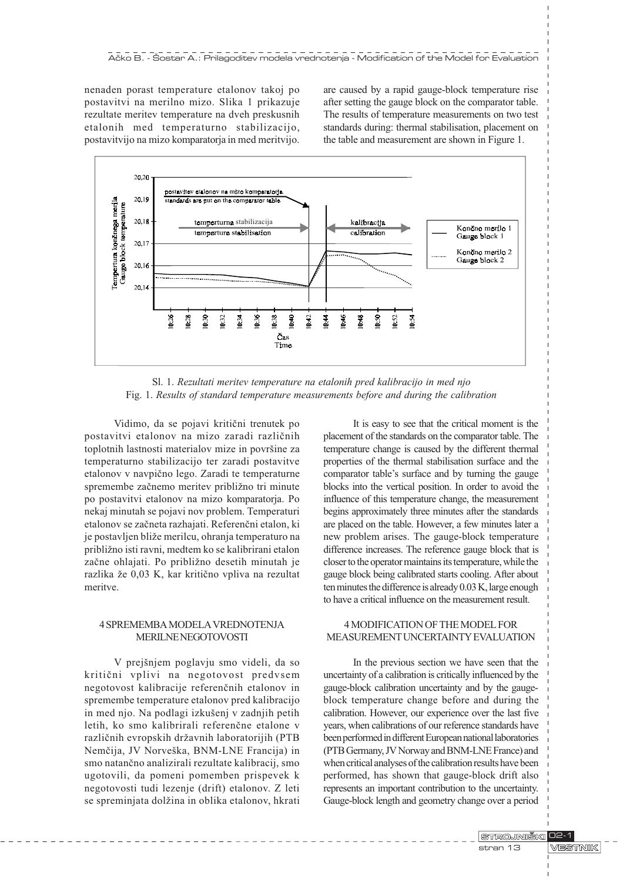nenaden porast temperature etalonov takoj po postavitvi na merilno mizo. Slika 1 prikazuje rezultate meritev temperature na dveh preskusnih etalonih med temperaturno stabilizacijo, postavitvijo na mizo komparatorja in med meritvijo.

are caused by a rapid gauge-block temperature rise after setting the gauge block on the comparator table. The results of temperature measurements on two test standards during: thermal stabilisation, placement on the table and measurement are shown in Figure 1.

Sl. 1. *Rezultati meritev temperature na etalonih pred kalibracijo in med njo*
Fig. 1. *Results of standard temperature measurements before and during the calibration*

Vidimo, da se pojavi kritični trenutek po postavitvi etalonov na mizo zaradi različnih toplotnih lastnosti materialov mize in površine za temperaturno stabilizacijo ter zaradi postavitve etalonov v navpično lego. Zaradi te temperaturne spremembe začnemo meritev približno tri minute po postavitvi etalonov na mizo komparatorja. Po nekaj minutah se pojavi nov problem. Temperaturi etalonov se začneta razhajati. Referenčni etalon, ki je postavljen bliže merilcu, ohranja temperaturo na približno isti ravni, medtem ko se kalibrirani etalon začne ohlajati. Po približno desetih minutah je razlika že 0,03 K, kar kritično vpliva na rezultat meritve.

It is easy to see that the critical moment is the placement of the standards on the comparator table. The temperature change is caused by the different thermal properties of the thermal stabilisation surface and the comparator table's surface and by turning the gauge blocks into the vertical position. In order to avoid the influence of this temperature change, the measurement begins approximately three minutes after the standards are placed on the table. However, a few minutes later a new problem arises. The gauge-block temperature difference increases. The reference gauge block that is closer to the operator maintains its temperature, while the gauge block being calibrated starts cooling. After about ten minutes the difference is already 0.03 K, large enough to have a critical influence on the measurement result.

## 4 SPREMEMBA MODELA VREDNOTENJA MERILNE NEGOTOVOSTI

V prejšnjem poglavju smo videli, da so kritični vplivi na negotovost predvsem negotovost kalibracije referenčnih etalonov in spremembe temperature etalonov pred kalibracijo in med njo. Na podlagi izkušenj v zadnjih petih letih, ko smo kalibrirali referenčne etalone v različnih evropskih državnih laboratorijih (PTB Nemčija, JV Norveška, BNM-LNE Francija) in smo natančno analizirali rezultate kalibracij, smo ugotovili, da pomeni pomemben prispevek k negotovosti tudi lezenje (drift) etalonov. Z leti se spreminjata dolžina in oblika etalonov, hkrati

## 4 MODIFICATION OF THE MODEL FOR MEASUREMENT UNCERTAINTY EVALUATION

In the previous section we have seen that the uncertainty of a calibration is critically influenced by the gauge-block calibration uncertainty and by the gauge-block temperature change before and during the calibration. However, our experience over the last five years, when calibrations of our reference standards have been performed in different European national laboratories (PTB Germany, JV Norway and BNM-LNE France) and when critical analyses of the calibration results have been performed, has shown that gauge-block drift also represents an important contribution to the uncertainty. Gauge-block length and geometry change over a period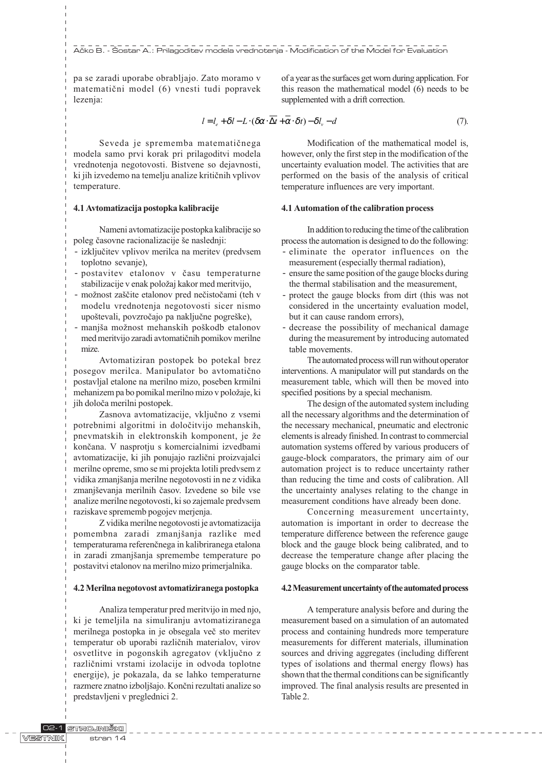pa se zaradi uporabe obrabljajo. Zato moramo v matematični model (6) vnesti tudi popravek lezenja:

of a year as the surfaces get worn during application. For this reason the mathematical model (6) needs to be supplemented with a drift correction.

$$l = l_e + \delta l - L \cdot (\delta\alpha \cdot \overline{\Delta t} + \overline{\alpha} \cdot \delta t) - \delta l_v - d \tag{7}$$

Seveda je sprememba matematičnega modela samo prvi korak pri prilagoditvi modela vrednotenja negotovosti. Bistvene so dejavnosti, ki jih izvedemo na temelju analize kritičnih vplivov temperature.

Modification of the mathematical model is, however, only the first step in the modification of the uncertainty evaluation model. The activities that are performed on the basis of the analysis of critical temperature influences are very important.

### 4.1 Avtomatizacija postopka kalibracije

Nameni avtomatizacije postopka kalibracije so poleg časovne racionalizacije še naslednji:

- izključitev vplivov merilca na meritev (predvsem toplotno sevanje),
- postavitev etalonov v času temperaturne stabilizacije v enak položaj kakor med meritvijo,
- možnost zaščite etalonov pred nečistočami (teh v modelu vrednotenja negotovosti sicer nismo upoštevali, povzročajo pa naključne pogreške),
- manjša možnost mehanskih poškodb etalonov med meritvijo zaradi avtomatičnih pomikov merilne mize.

Avtomatiziran postopek bo potekal brez posegov merilca. Manipulator bo avtomatično postavljal etalone na merilno mizo, poseben krmilni mehanizem pa bo pomikal merilno mizo v položaje, ki jih določa merilni postopek.

Zasnova avtomatizacije, vključno z vsemi potrebnimi algoritmi in določitvijo mehanskih, pnevmatskih in elektronskih komponent, je že končana. V nasprotju s komercialnimi izvedbami avtomatizacije, ki jih ponujajo različni proizvajalci merilne opreme, smo se mi projekta lotili predvsem z vidika zmanjšanja merilne negotovosti in ne z vidika zmanjševanja merilnih časov. Izvedene so bile vse analize merilne negotovosti, ki so zajemale predvsem raziskave sprememb pogojev merjenja.

Z vidika merilne negotovosti je avtomatizacija pomembna zaradi zmanjšanja razlike med temperaturama referenčnega in kalibriranega etalona in zaradi zmanjšanja spremembe temperature po postavitvi etalonov na merilno mizo primerjalnika.

### 4.1 Automation of the calibration process

In addition to reducing the time of the calibration process the automation is designed to do the following:

- eliminate the operator influences on the measurement (especially thermal radiation),
- ensure the same position of the gauge blocks during the thermal stabilisation and the measurement,
- protect the gauge blocks from dirt (this was not considered in the uncertainty evaluation model, but it can cause random errors),
- decrease the possibility of mechanical damage during the measurement by introducing automated table movements.

The automated process will run without operator interventions. A manipulator will put standards on the measurement table, which will then be moved into specified positions by a special mechanism.

The design of the automated system including all the necessary algorithms and the determination of the necessary mechanical, pneumatic and electronic elements is already finished. In contrast to commercial automation systems offered by various producers of gauge-block comparators, the primary aim of our automation project is to reduce uncertainty rather than reducing the time and costs of calibration. All the uncertainty analyses relating to the change in measurement conditions have already been done.

Concerning measurement uncertainty, automation is important in order to decrease the temperature difference between the reference gauge block and the gauge block being calibrated, and to decrease the temperature change after placing the gauge blocks on the comparator table.

### 4.2 Merilna negotovost avtomatiziranega postopka

Analiza temperatur pred meritvijo in med njo, ki je temeljila na simuliranju avtomatiziranega merilnega postopka in je obsegala več sto meritev temperatur ob uporabi različnih materialov, virov osvetlitve in pogonskih agregatov (vključno z različnimi vrstami izolacije in odvoda toplotne energije), je pokazala, da se lahko temperaturne razmere znatno izboljšajo. Končni rezultati analize so predstavljeni v preglednici 2.

### 4.2 Measurement uncertainty of the automated process

A temperature analysis before and during the measurement based on a simulation of an automated process and containing hundreds more temperature measurements for different materials, illumination sources and driving aggregates (including different types of isolations and thermal energy flows) has shown that the thermal conditions can be significantly improved. The final analysis results are presented in Table 2.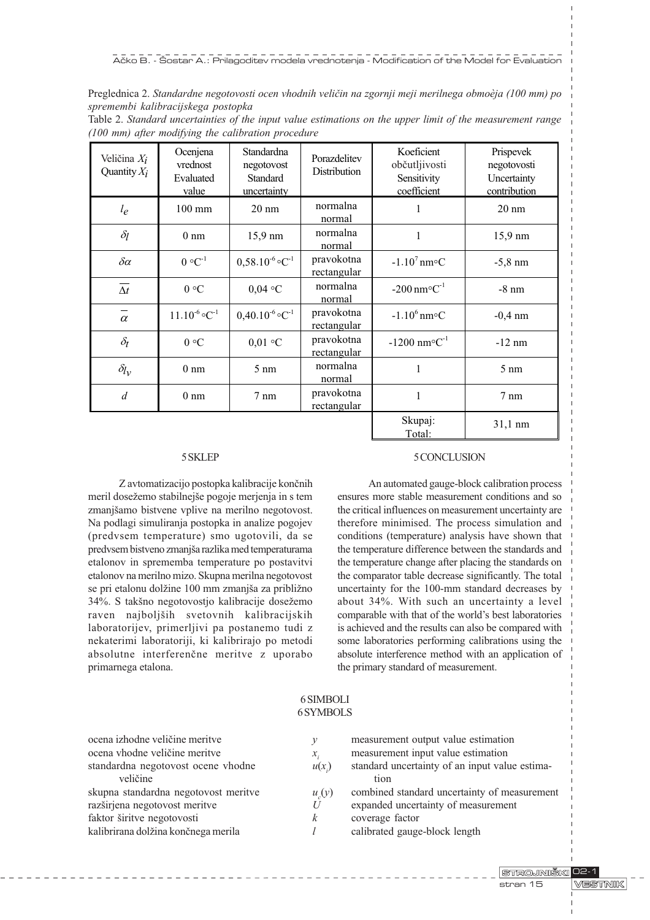Preglednica 2. *Standardne negotovosti ocen vhodnih veličin na zgornji meji merilnega obmoèja (100 mm) po spremembi kalibracijskega postopka*

Table 2. *Standard uncertainties of the input value estimations on the upper limit of the measurement range (100 mm) after modifying the calibration procedure*

| Veličina $X_i$ Quantity $X_i$ | Ocenjena vrednost Evaluated value | Standardna negotovost Standard uncertainty | Porazdelitev Distribution | Koeficient občutljivosti Sensitivity coefficient | Prispevek negotovosti Uncertainty contribution |
|---|---|---|---|---|---|
| $l_e$ | 100 mm | 20 nm | normalna normal | 1 | 20 nm |
| $\delta_l$ | 0 nm | 15,9 nm | normalna normal | 1 | 15,9 nm |
| $\delta\alpha$ | 0 °C$^{-1}$ | 0,58.10$^{-6}$ °C$^{-1}$ | pravokotna rectangular | -1.10$^{7}$ nm°C | -5,8 nm |
| $\overline{\Delta t}$ | 0 °C | 0,04 °C | normalna normal | -200 nm°C$^{-1}$ | -8 nm |
| $\overline{\alpha}$ | 11.10$^{-6}$ °C$^{-1}$ | 0,40.10$^{-6}$ °C$^{-1}$ | pravokotna rectangular | -1.10$^{6}$ nm°C | -0,4 nm |
| $\delta_t$ | 0 °C | 0,01 °C | pravokotna rectangular | -1200 nm°C$^{-1}$ | -12 nm |
| $\delta_{l_V}$ | 0 nm | 5 nm | normalna normal | 1 | 5 nm |
| $d$ | 0 nm | 7 nm | pravokotna rectangular | 1 | 7 nm |
| | | | | Skupaj: Total: | 31,1 nm |

## 5 SKLEP

Z avtomatizacijo postopka kalibracije končnih meril dosežemo stabilnejše pogoje merjenja in s tem zmanjšamo bistvene vplive na merilno negotovost. Na podlagi simuliranja postopka in analize pogojev (predvsem temperature) smo ugotovili, da se predvsem bistveno zmanjša razlika med temperaturama etalonov in sprememba temperature po postavitvi etalonov na merilno mizo. Skupna merilna negotovost se pri etalonu dolžine 100 mm zmanjša za približno 34%. S takšno negotovostjo kalibracije dosežemo raven najboljših svetovnih kalibracijskih laboratorijev, primerljivi pa postanemo tudi z nekaterimi laboratoriji, ki kalibrirajo po metodi absolutne interferenčne meritve z uporabo primarnega etalona.

## 5 CONCLUSION

An automated gauge-block calibration process ensures more stable measurement conditions and so the critical influences on measurement uncertainty are therefore minimised. The process simulation and conditions (temperature) analysis have shown that the temperature difference between the standards and the temperature change after placing the standards on the comparator table decrease significantly. The total uncertainty for the 100-mm standard decreases by about 34%. With such an uncertainty a level comparable with that of the world's best laboratories is achieved and the results can also be compared with some laboratories performing calibrations using the absolute interference method with an application of the primary standard of measurement.

## 6 SIMBOLI
## 6 SYMBOLS

| | | |
|---|---|---|
| ocena izhodne veličine meritve | $y$ | measurement output value estimation |
| ocena vhodne veličine meritve | $x_i$ | measurement input value estimation |
| standardna negotovost ocene vhodne veličine | $u(x_i)$ | standard uncertainty of an input value estimation |
| skupna standardna negotovost meritve | $u_c(y)$ | combined standard uncertainty of measurement |
| razširjena negotovost meritve | $U$ | expanded uncertainty of measurement |
| faktor širitve negotovosti | $k$ | coverage factor |
| kalibrirana dolžina končnega merila | $l$ | calibrated gauge-block length |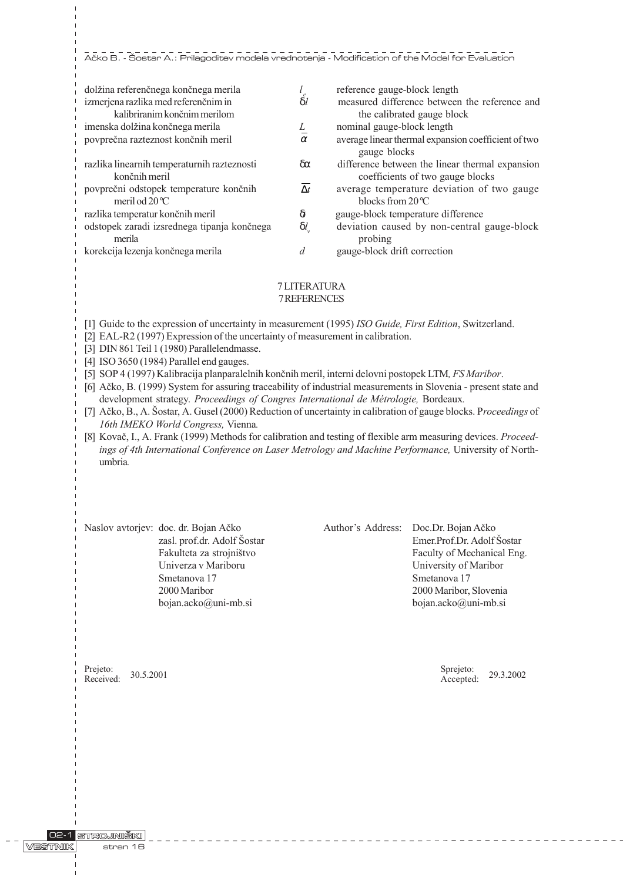| | | |
|---|---|---|
| dolžina referenčnega končnega merila | $l_e$ | reference gauge-block length |
| izmerjena razlika med referenčnim in kalibriranim končnim merilom | $\delta l$ | measured difference between the reference and the calibrated gauge block |
| imenska dolžina končnega merila | $L$ | nominal gauge-block length |
| povprečna razteznost končnih meril | $\overline{\alpha}$ | average linear thermal expansion coefficient of two gauge blocks |
| razlika linearnih temperaturnih razteznosti končnih meril | $\delta\alpha$ | difference between the linear thermal expansion coefficients of two gauge blocks |
| povprečni odstopek temperature končnih meril od 20°C | $\overline{\Delta t}$ | average temperature deviation of two gauge blocks from 20°C |
| razlika temperatur končnih meril | $\delta t$ | gauge-block temperature difference |
| odstopek zaradi izsrednega tipanja končnega merila | $\delta l_v$ | deviation caused by non-central gauge-block probing |
| korekcija lezenja končnega merila | $d$ | gauge-block drift correction |

## 7 LITERATURA
## 7 REFERENCES

[1] Guide to the expression of uncertainty in measurement (1995) *ISO Guide, First Edition*, Switzerland.

[2] EAL-R2 (1997) Expression of the uncertainty of measurement in calibration.

[3] DIN 861 Teil 1 (1980) Parallelendmasse.

[4] ISO 3650 (1984) Parallel end gauges.

[5] SOP 4 (1997) Kalibracija planparalelnih končnih meril, interni delovni postopek LTM*, FS Maribor*.

[6] Ačko, B. (1999) System for assuring traceability of industrial measurements in Slovenia - present state and development strategy. *Proceedings of Congres International de Métrologie,* Bordeaux.

[7] Ačko, B., A. Šostar, A. Gusel (2000) Reduction of uncertainty in calibration of gauge blocks. P*roceedings* of *16th IMEKO World Congress,* Vienna*.*

[8] Kovač, I., A. Frank (1999) Methods for calibration and testing of flexible arm measuring devices. *Proceedings of 4th International Conference on Laser Metrology and Machine Performance,* University of Northumbria*.*

Naslov avtorjev: doc. dr. Bojan Ačko
zasl. prof.dr. Adolf Šostar
Fakulteta za strojništvo
Univerza v Mariboru
Smetanova 17
2000 Maribor
bojan.acko@uni-mb.si

Author's Address: Doc.Dr. Bojan Ačko
Emer.Prof.Dr. Adolf Šostar
Faculty of Mechanical Eng.
University of Maribor
Smetanova 17
2000 Maribor, Slovenia
bojan.acko@uni-mb.si

Prejeto:
Received: 30.5.2001

Sprejeto:
Accepted: 29.3.2002